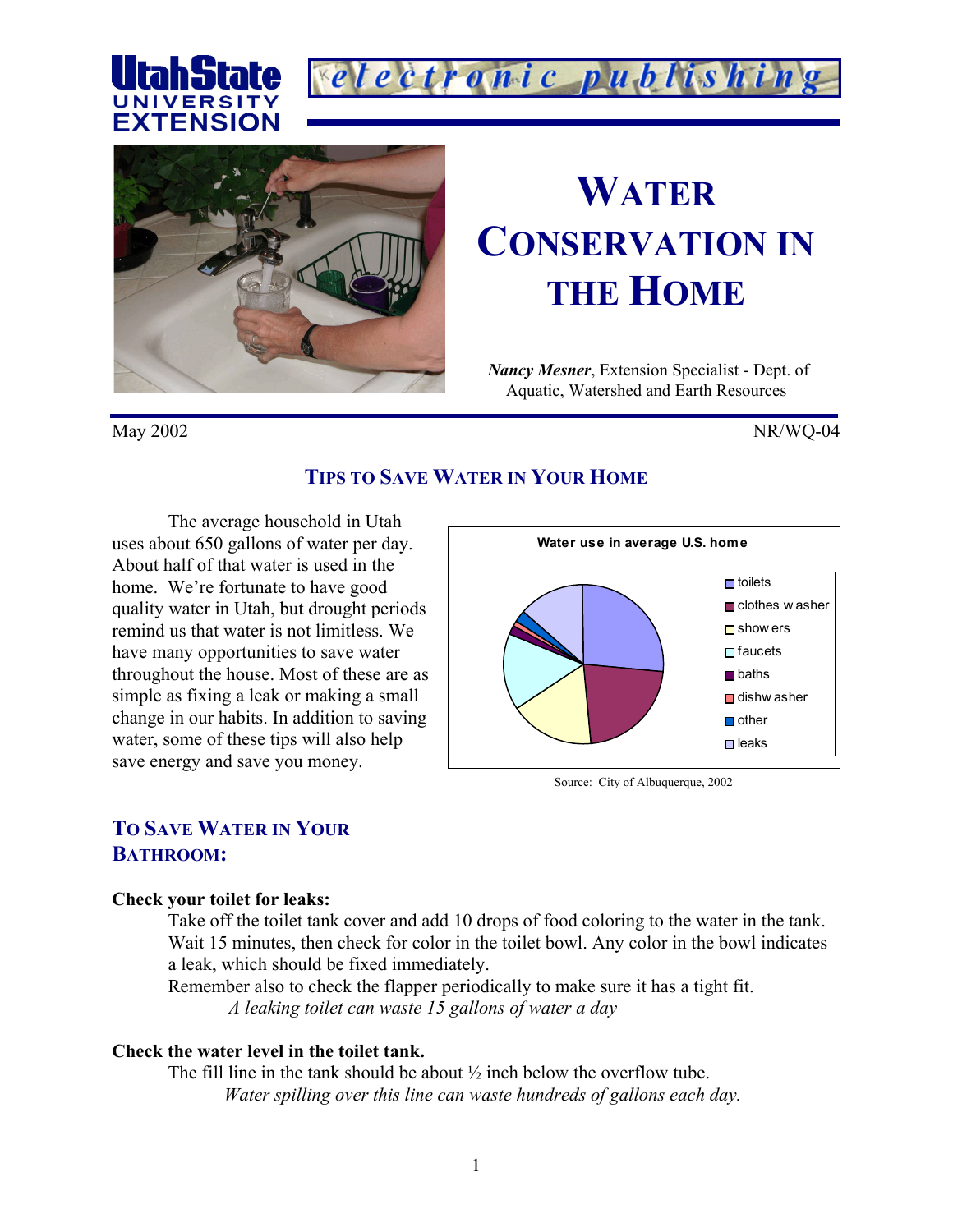Utah State University Extension — electronic publishing

# Water Conservation in the Home

***Nancy Mesner***, Extension Specialist - Dept. of Aquatic, Watershed and Earth Resources

May 2002

NR/WQ-04

## Tips to Save Water in Your Home

The average household in Utah uses about 650 gallons of water per day. About half of that water is used in the home. We're fortunate to have good quality water in Utah, but drought periods remind us that water is not limitless. We have many opportunities to save water throughout the house. Most of these are as simple as fixing a leak or making a small change in our habits. In addition to saving water, some of these tips will also help save energy and save you money.

**Water use in average U.S. home**

- toilets
- clothes washer
- showers
- faucets
- baths
- dishwasher
- other
- leaks

Source: City of Albuquerque, 2002

## To Save Water in Your Bathroom:

**Check your toilet for leaks:**

Take off the toilet tank cover and add 10 drops of food coloring to the water in the tank. Wait 15 minutes, then check for color in the toilet bowl. Any color in the bowl indicates a leak, which should be fixed immediately.

Remember also to check the flapper periodically to make sure it has a tight fit.

*A leaking toilet can waste 15 gallons of water a day*

**Check the water level in the toilet tank.**

The fill line in the tank should be about ½ inch below the overflow tube.

*Water spilling over this line can waste hundreds of gallons each day.*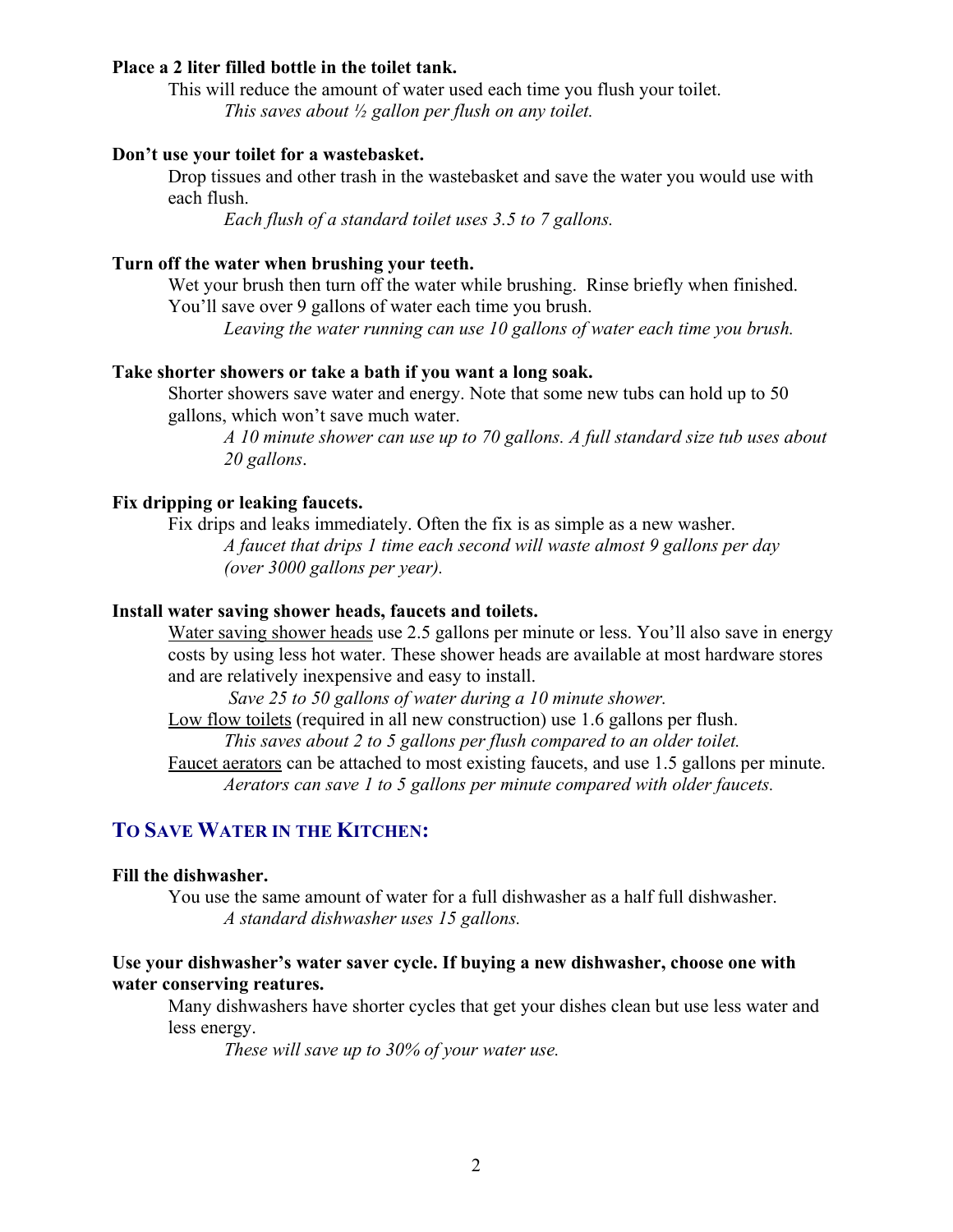**Place a 2 liter filled bottle in the toilet tank.**

This will reduce the amount of water used each time you flush your toilet.

*This saves about ½ gallon per flush on any toilet.*

**Don't use your toilet for a wastebasket.**

Drop tissues and other trash in the wastebasket and save the water you would use with each flush.

*Each flush of a standard toilet uses 3.5 to 7 gallons.*

**Turn off the water when brushing your teeth.**

Wet your brush then turn off the water while brushing. Rinse briefly when finished. You'll save over 9 gallons of water each time you brush.

*Leaving the water running can use 10 gallons of water each time you brush.*

**Take shorter showers or take a bath if you want a long soak.**

Shorter showers save water and energy. Note that some new tubs can hold up to 50 gallons, which won't save much water.

*A 10 minute shower can use up to 70 gallons. A full standard size tub uses about 20 gallons.*

**Fix dripping or leaking faucets.**

Fix drips and leaks immediately. Often the fix is as simple as a new washer.

*A faucet that drips 1 time each second will waste almost 9 gallons per day (over 3000 gallons per year).*

**Install water saving shower heads, faucets and toilets.**

<u>Water saving shower heads</u> use 2.5 gallons per minute or less. You'll also save in energy costs by using less hot water. These shower heads are available at most hardware stores and are relatively inexpensive and easy to install.

*Save 25 to 50 gallons of water during a 10 minute shower.*

<u>Low flow toilets</u> (required in all new construction) use 1.6 gallons per flush.

*This saves about 2 to 5 gallons per flush compared to an older toilet.*

<u>Faucet aerators</u> can be attached to most existing faucets, and use 1.5 gallons per minute.

*Aerators can save 1 to 5 gallons per minute compared with older faucets.*

## To Save Water in the Kitchen:

**Fill the dishwasher.**

You use the same amount of water for a full dishwasher as a half full dishwasher.

*A standard dishwasher uses 15 gallons.*

**Use your dishwasher's water saver cycle. If buying a new dishwasher, choose one with water conserving reatures.**

Many dishwashers have shorter cycles that get your dishes clean but use less water and less energy.

*These will save up to 30% of your water use.*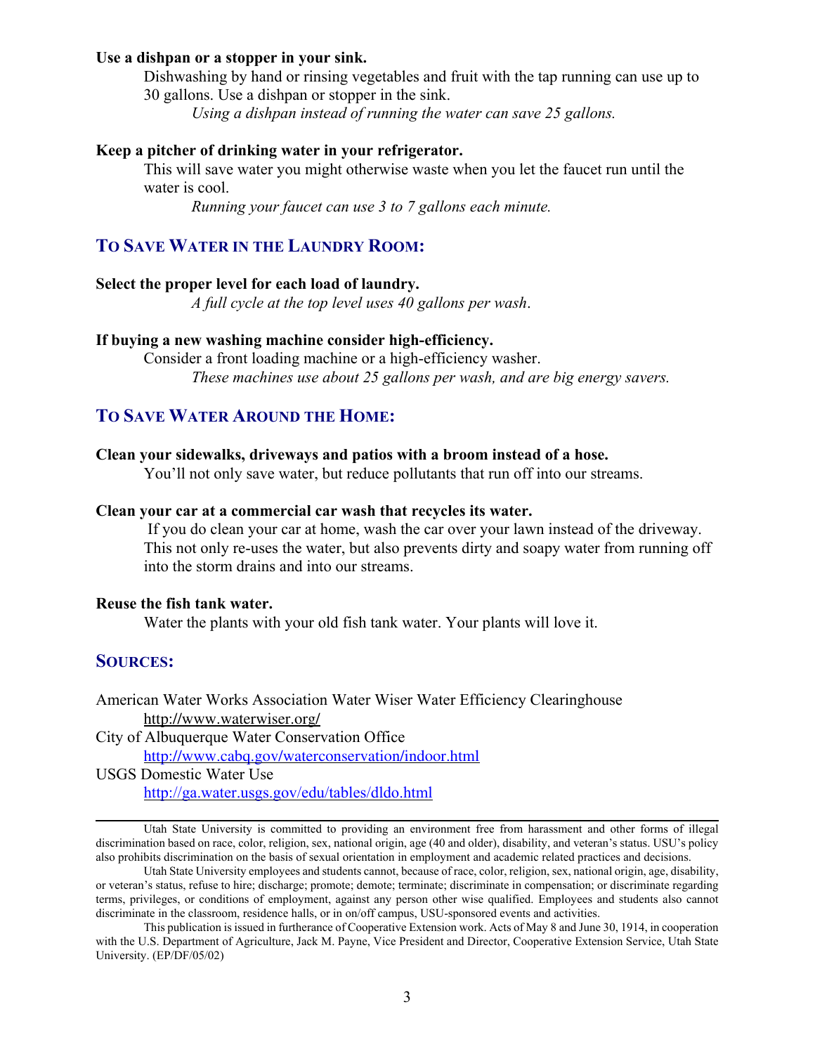**Use a dishpan or a stopper in your sink.**

Dishwashing by hand or rinsing vegetables and fruit with the tap running can use up to 30 gallons. Use a dishpan or stopper in the sink.

*Using a dishpan instead of running the water can save 25 gallons.*

**Keep a pitcher of drinking water in your refrigerator.**

This will save water you might otherwise waste when you let the faucet run until the water is cool.

*Running your faucet can use 3 to 7 gallons each minute.*

## To Save Water in the Laundry Room:

**Select the proper level for each load of laundry.**

*A full cycle at the top level uses 40 gallons per wash*.

**If buying a new washing machine consider high-efficiency.**

Consider a front loading machine or a high-efficiency washer.

*These machines use about 25 gallons per wash, and are big energy savers.*

## To Save Water Around the Home:

**Clean your sidewalks, driveways and patios with a broom instead of a hose.**

You'll not only save water, but reduce pollutants that run off into our streams.

**Clean your car at a commercial car wash that recycles its water.**

If you do clean your car at home, wash the car over your lawn instead of the driveway. This not only re-uses the water, but also prevents dirty and soapy water from running off into the storm drains and into our streams.

**Reuse the fish tank water.**

Water the plants with your old fish tank water. Your plants will love it.

## Sources:

American Water Works Association Water Wiser Water Efficiency Clearinghouse
http://www.waterwiser.org/

City of Albuquerque Water Conservation Office
http://www.cabq.gov/waterconservation/indoor.html

USGS Domestic Water Use
http://ga.water.usgs.gov/edu/tables/dldo.html

---

Utah State University is committed to providing an environment free from harassment and other forms of illegal discrimination based on race, color, religion, sex, national origin, age (40 and older), disability, and veteran's status. USU's policy also prohibits discrimination on the basis of sexual orientation in employment and academic related practices and decisions.

Utah State University employees and students cannot, because of race, color, religion, sex, national origin, age, disability, or veteran's status, refuse to hire; discharge; promote; demote; terminate; discriminate in compensation; or discriminate regarding terms, privileges, or conditions of employment, against any person other wise qualified. Employees and students also cannot discriminate in the classroom, residence halls, or in on/off campus, USU-sponsored events and activities.

This publication is issued in furtherance of Cooperative Extension work. Acts of May 8 and June 30, 1914, in cooperation with the U.S. Department of Agriculture, Jack M. Payne, Vice President and Director, Cooperative Extension Service, Utah State University. (EP/DF/05/02)